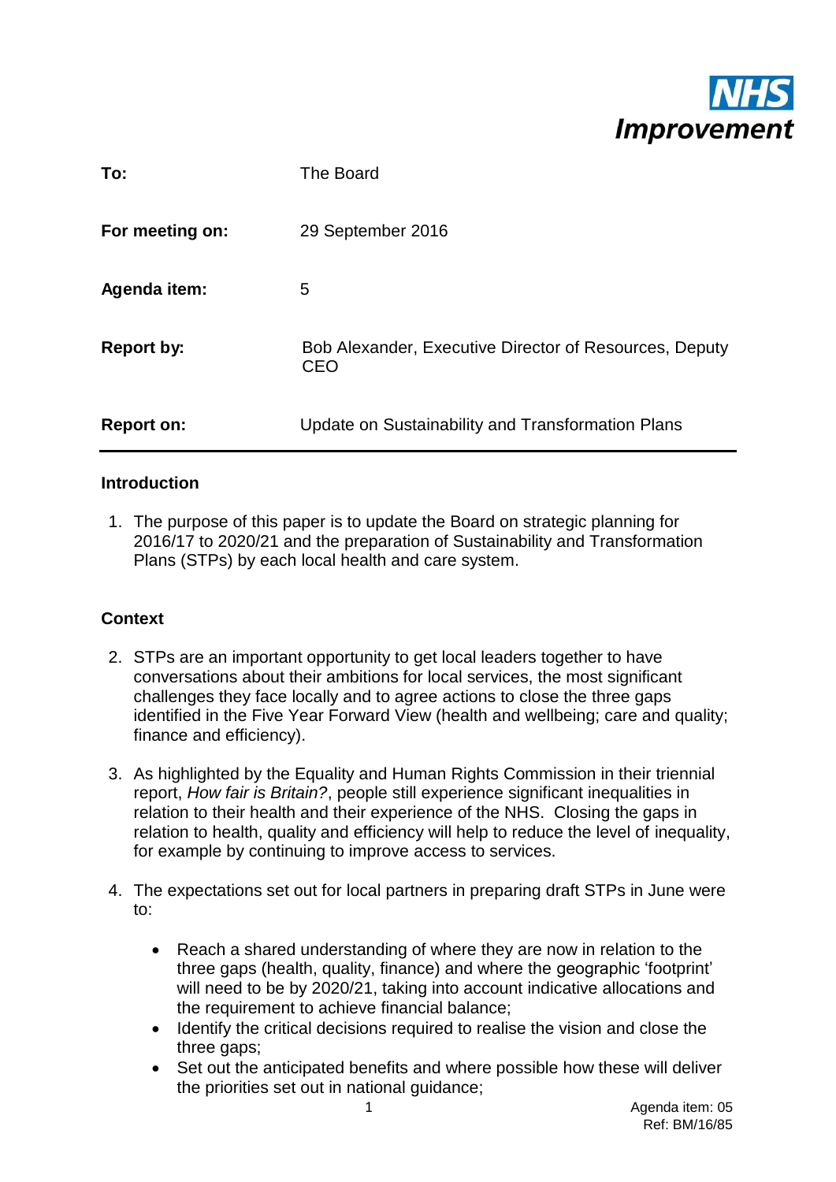| | |
|---|---|
| **To:** | The Board |
| **For meeting on:** | 29 September 2016 |
| **Agenda item:** | 5 |
| **Report by:** | Bob Alexander, Executive Director of Resources, Deputy CEO |
| **Report on:** | Update on Sustainability and Transformation Plans |

## Introduction

1. The purpose of this paper is to update the Board on strategic planning for 2016/17 to 2020/21 and the preparation of Sustainability and Transformation Plans (STPs) by each local health and care system.

## Context

2. STPs are an important opportunity to get local leaders together to have conversations about their ambitions for local services, the most significant challenges they face locally and to agree actions to close the three gaps identified in the Five Year Forward View (health and wellbeing; care and quality; finance and efficiency).

3. As highlighted by the Equality and Human Rights Commission in their triennial report, *How fair is Britain?*, people still experience significant inequalities in relation to their health and their experience of the NHS. Closing the gaps in relation to health, quality and efficiency will help to reduce the level of inequality, for example by continuing to improve access to services.

4. The expectations set out for local partners in preparing draft STPs in June were to:

    - Reach a shared understanding of where they are now in relation to the three gaps (health, quality, finance) and where the geographic 'footprint' will need to be by 2020/21, taking into account indicative allocations and the requirement to achieve financial balance;
    - Identify the critical decisions required to realise the vision and close the three gaps;
    - Set out the anticipated benefits and where possible how these will deliver the priorities set out in national guidance;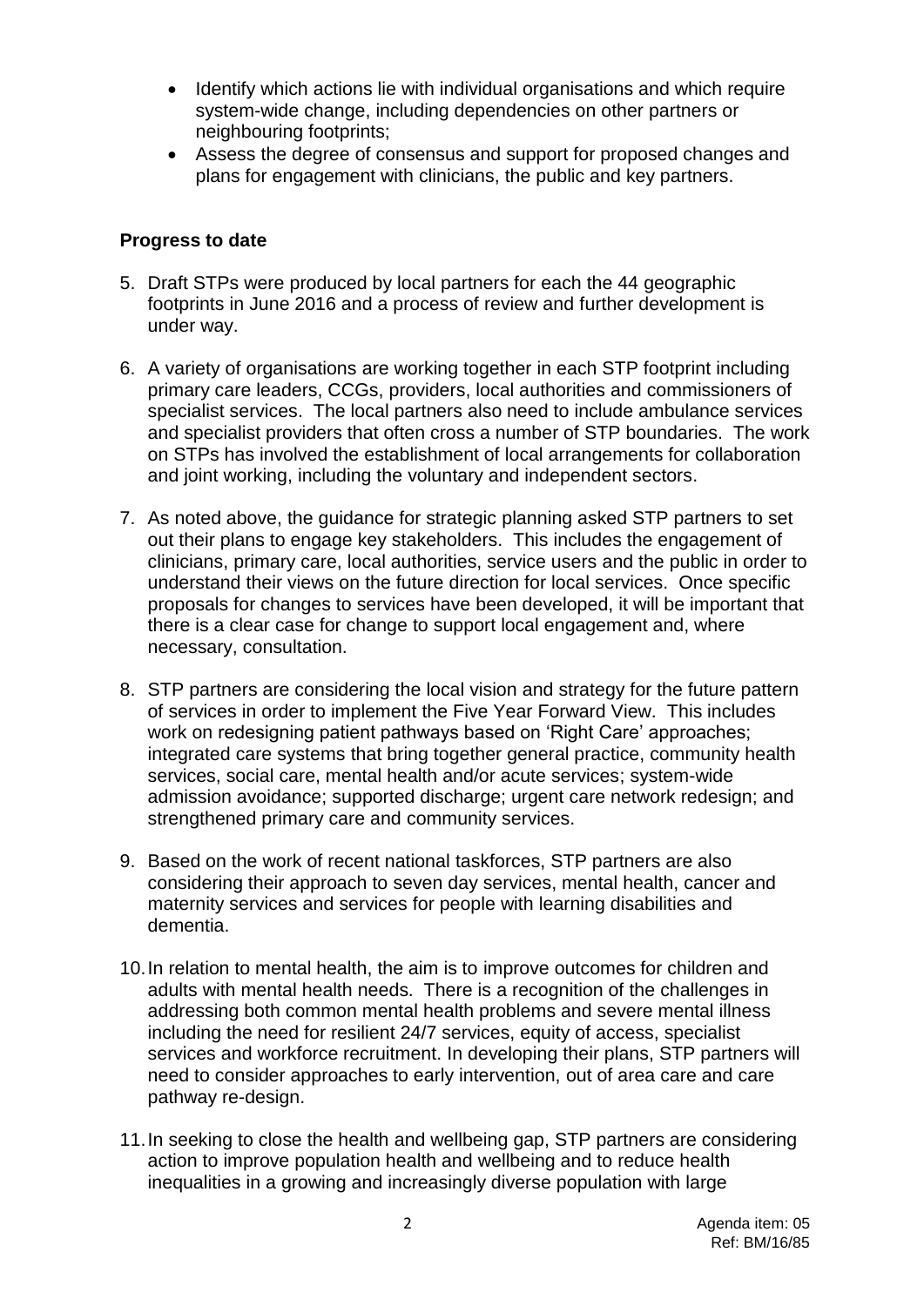- Identify which actions lie with individual organisations and which require system-wide change, including dependencies on other partners or neighbouring footprints;
- Assess the degree of consensus and support for proposed changes and plans for engagement with clinicians, the public and key partners.

**Progress to date**

5. Draft STPs were produced by local partners for each the 44 geographic footprints in June 2016 and a process of review and further development is under way.

6. A variety of organisations are working together in each STP footprint including primary care leaders, CCGs, providers, local authorities and commissioners of specialist services. The local partners also need to include ambulance services and specialist providers that often cross a number of STP boundaries. The work on STPs has involved the establishment of local arrangements for collaboration and joint working, including the voluntary and independent sectors.

7. As noted above, the guidance for strategic planning asked STP partners to set out their plans to engage key stakeholders. This includes the engagement of clinicians, primary care, local authorities, service users and the public in order to understand their views on the future direction for local services. Once specific proposals for changes to services have been developed, it will be important that there is a clear case for change to support local engagement and, where necessary, consultation.

8. STP partners are considering the local vision and strategy for the future pattern of services in order to implement the Five Year Forward View. This includes work on redesigning patient pathways based on 'Right Care' approaches; integrated care systems that bring together general practice, community health services, social care, mental health and/or acute services; system-wide admission avoidance; supported discharge; urgent care network redesign; and strengthened primary care and community services.

9. Based on the work of recent national taskforces, STP partners are also considering their approach to seven day services, mental health, cancer and maternity services and services for people with learning disabilities and dementia.

10. In relation to mental health, the aim is to improve outcomes for children and adults with mental health needs. There is a recognition of the challenges in addressing both common mental health problems and severe mental illness including the need for resilient 24/7 services, equity of access, specialist services and workforce recruitment. In developing their plans, STP partners will need to consider approaches to early intervention, out of area care and care pathway re-design.

11. In seeking to close the health and wellbeing gap, STP partners are considering action to improve population health and wellbeing and to reduce health inequalities in a growing and increasingly diverse population with large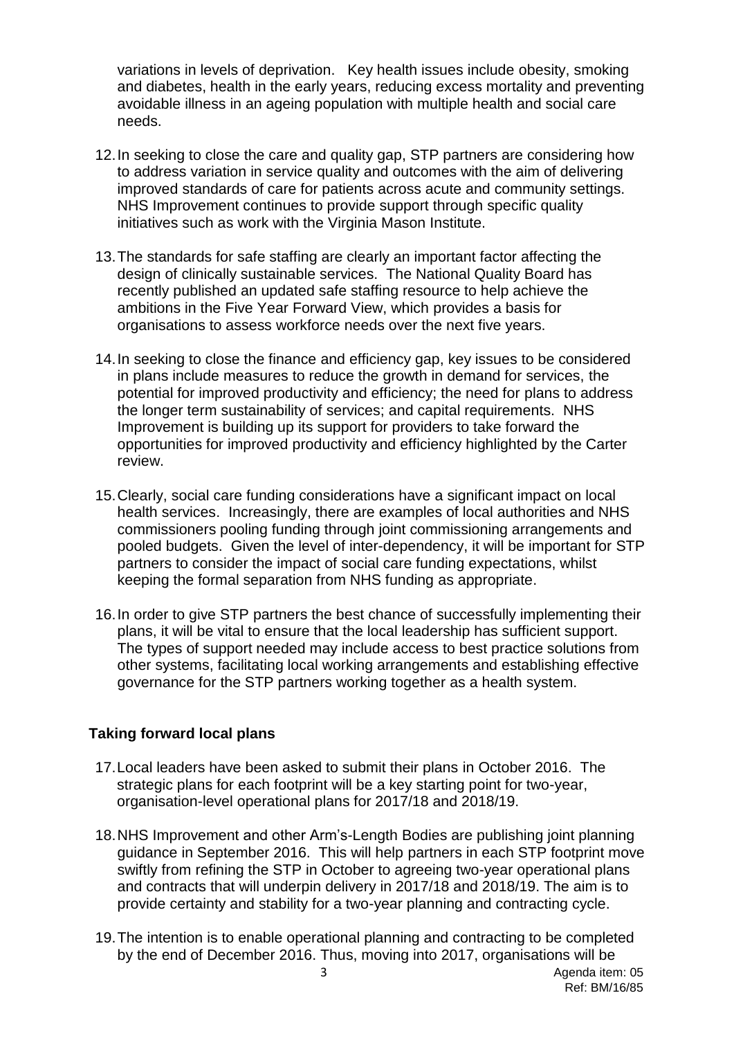variations in levels of deprivation.   Key health issues include obesity, smoking and diabetes, health in the early years, reducing excess mortality and preventing avoidable illness in an ageing population with multiple health and social care needs.

12. In seeking to close the care and quality gap, STP partners are considering how to address variation in service quality and outcomes with the aim of delivering improved standards of care for patients across acute and community settings. NHS Improvement continues to provide support through specific quality initiatives such as work with the Virginia Mason Institute.

13. The standards for safe staffing are clearly an important factor affecting the design of clinically sustainable services.  The National Quality Board has recently published an updated safe staffing resource to help achieve the ambitions in the Five Year Forward View, which provides a basis for organisations to assess workforce needs over the next five years.

14. In seeking to close the finance and efficiency gap, key issues to be considered in plans include measures to reduce the growth in demand for services, the potential for improved productivity and efficiency; the need for plans to address the longer term sustainability of services; and capital requirements.  NHS Improvement is building up its support for providers to take forward the opportunities for improved productivity and efficiency highlighted by the Carter review.

15. Clearly, social care funding considerations have a significant impact on local health services.  Increasingly, there are examples of local authorities and NHS commissioners pooling funding through joint commissioning arrangements and pooled budgets.  Given the level of inter-dependency, it will be important for STP partners to consider the impact of social care funding expectations, whilst keeping the formal separation from NHS funding as appropriate.

16. In order to give STP partners the best chance of successfully implementing their plans, it will be vital to ensure that the local leadership has sufficient support. The types of support needed may include access to best practice solutions from other systems, facilitating local working arrangements and establishing effective governance for the STP partners working together as a health system.

## Taking forward local plans

17. Local leaders have been asked to submit their plans in October 2016.  The strategic plans for each footprint will be a key starting point for two-year, organisation-level operational plans for 2017/18 and 2018/19.

18. NHS Improvement and other Arm's-Length Bodies are publishing joint planning guidance in September 2016.  This will help partners in each STP footprint move swiftly from refining the STP in October to agreeing two-year operational plans and contracts that will underpin delivery in 2017/18 and 2018/19. The aim is to provide certainty and stability for a two-year planning and contracting cycle.

19. The intention is to enable operational planning and contracting to be completed by the end of December 2016. Thus, moving into 2017, organisations will be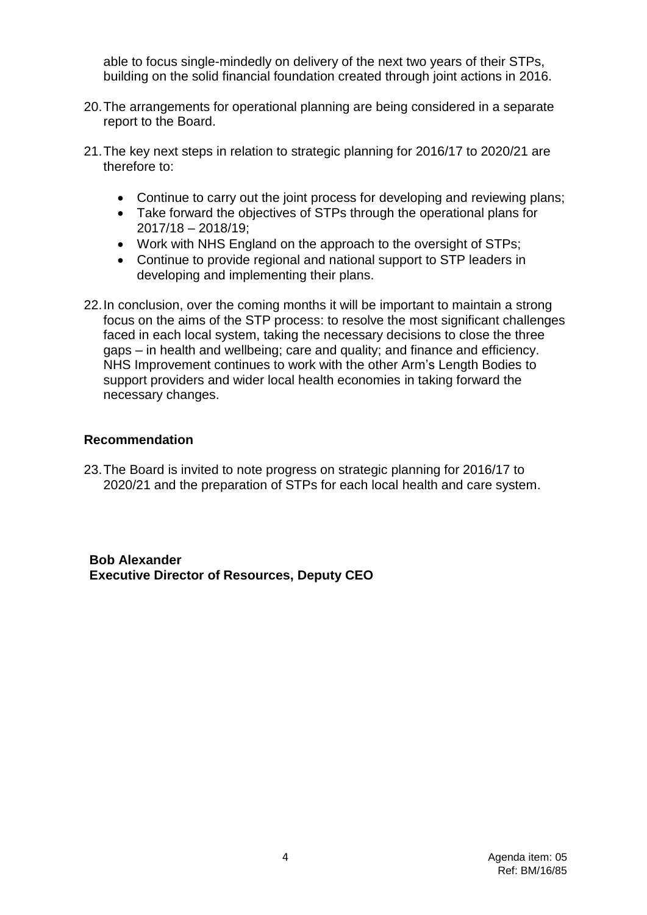able to focus single-mindedly on delivery of the next two years of their STPs, building on the solid financial foundation created through joint actions in 2016.

20. The arrangements for operational planning are being considered in a separate report to the Board.

21. The key next steps in relation to strategic planning for 2016/17 to 2020/21 are therefore to:

    - Continue to carry out the joint process for developing and reviewing plans;
    - Take forward the objectives of STPs through the operational plans for 2017/18 – 2018/19;
    - Work with NHS England on the approach to the oversight of STPs;
    - Continue to provide regional and national support to STP leaders in developing and implementing their plans.

22. In conclusion, over the coming months it will be important to maintain a strong focus on the aims of the STP process: to resolve the most significant challenges faced in each local system, taking the necessary decisions to close the three gaps – in health and wellbeing; care and quality; and finance and efficiency. NHS Improvement continues to work with the other Arm's Length Bodies to support providers and wider local health economies in taking forward the necessary changes.

## Recommendation

23. The Board is invited to note progress on strategic planning for 2016/17 to 2020/21 and the preparation of STPs for each local health and care system.

**Bob Alexander**
**Executive Director of Resources, Deputy CEO**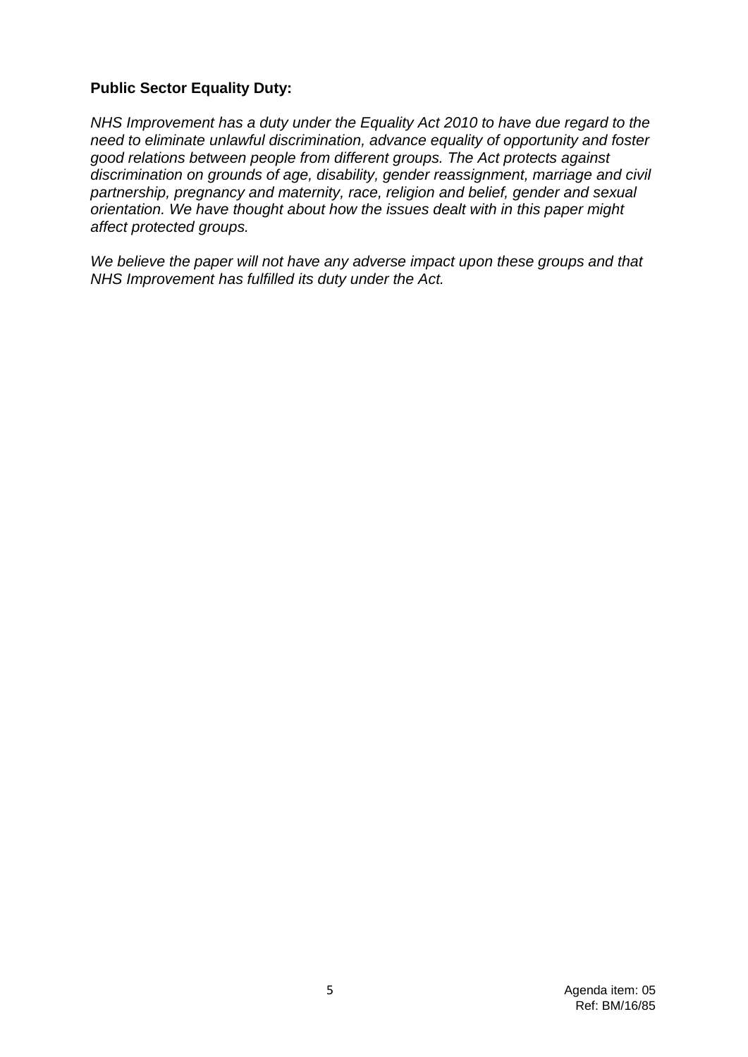**Public Sector Equality Duty:**

*NHS Improvement has a duty under the Equality Act 2010 to have due regard to the need to eliminate unlawful discrimination, advance equality of opportunity and foster good relations between people from different groups. The Act protects against discrimination on grounds of age, disability, gender reassignment, marriage and civil partnership, pregnancy and maternity, race, religion and belief, gender and sexual orientation. We have thought about how the issues dealt with in this paper might affect protected groups.*

*We believe the paper will not have any adverse impact upon these groups and that NHS Improvement has fulfilled its duty under the Act.*